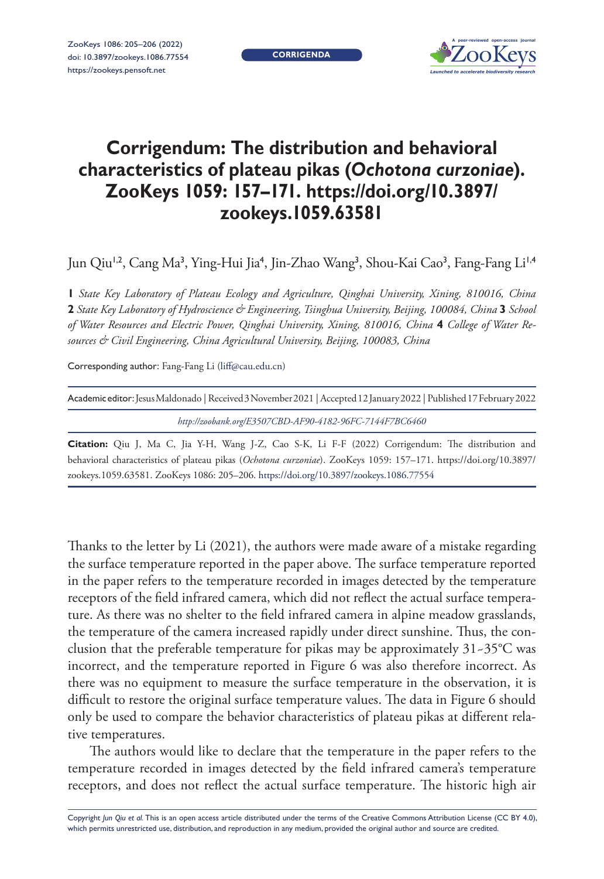**CORRIGENDA**

# Corrigendum: The distribution and behavioral characteristics of plateau pikas (*Ochotona curzoniae*). ZooKeys 1059: 157–171. https://doi.org/10.3897/zookeys.1059.63581

Jun Qiu[1,2], Cang Ma[3], Ying-Hui Jia[4], Jin-Zhao Wang[3], Shou-Kai Cao[3], Fang-Fang Li[1,4]

**1** *State Key Laboratory of Plateau Ecology and Agriculture, Qinghai University, Xining, 810016, China* **2** *State Key Laboratory of Hydroscience & Engineering, Tsinghua University, Beijing, 100084, China* **3** *School of Water Resources and Electric Power, Qinghai University, Xining, 810016, China* **4** *College of Water Resources & Civil Engineering, China Agricultural University, Beijing, 100083, China*

Corresponding author: Fang-Fang Li (liff@cau.edu.cn)

Academic editor: Jesus Maldonado | Received 3 November 2021 | Accepted 12 January 2022 | Published 17 February 2022

*http://zoobank.org/E3507CBD-AF90-4182-96FC-7144F7BC6460*

**Citation:** Qiu J, Ma C, Jia Y-H, Wang J-Z, Cao S-K, Li F-F (2022) Corrigendum: The distribution and behavioral characteristics of plateau pikas (*Ochotona curzoniae*). ZooKeys 1059: 157–171. https://doi.org/10.3897/zookeys.1059.63581. ZooKeys 1086: 205–206. https://doi.org/10.3897/zookeys.1086.77554

Thanks to the letter by Li (2021), the authors were made aware of a mistake regarding the surface temperature reported in the paper above. The surface temperature reported in the paper refers to the temperature recorded in images detected by the temperature receptors of the field infrared camera, which did not reflect the actual surface temperature. As there was no shelter to the field infrared camera in alpine meadow grasslands, the temperature of the camera increased rapidly under direct sunshine. Thus, the conclusion that the preferable temperature for pikas may be approximately 31~35°C was incorrect, and the temperature reported in Figure 6 was also therefore incorrect. As there was no equipment to measure the surface temperature in the observation, it is difficult to restore the original surface temperature values. The data in Figure 6 should only be used to compare the behavior characteristics of plateau pikas at different relative temperatures.

The authors would like to declare that the temperature in the paper refers to the temperature recorded in images detected by the field infrared camera's temperature receptors, and does not reflect the actual surface temperature. The historic high air

Copyright *Jun Qiu et al.* This is an open access article distributed under the terms of the Creative Commons Attribution License (CC BY 4.0), which permits unrestricted use, distribution, and reproduction in any medium, provided the original author and source are credited.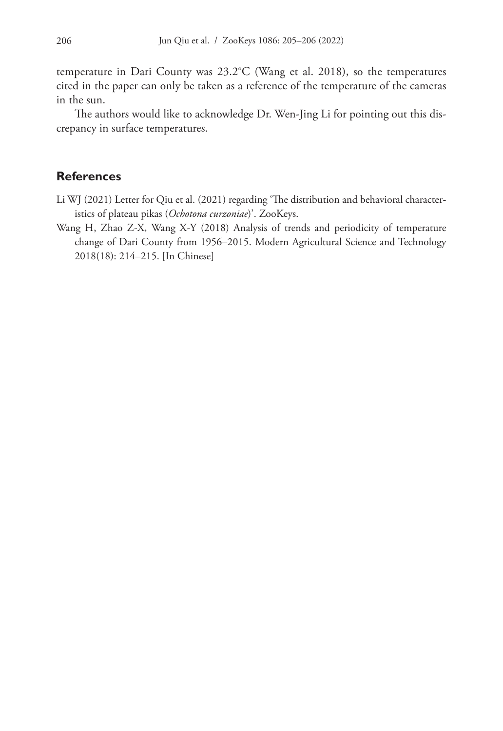temperature in Dari County was 23.2°C (Wang et al. 2018), so the temperatures cited in the paper can only be taken as a reference of the temperature of the cameras in the sun.

The authors would like to acknowledge Dr. Wen-Jing Li for pointing out this discrepancy in surface temperatures.

## References

Li WJ (2021) Letter for Qiu et al. (2021) regarding 'The distribution and behavioral characteristics of plateau pikas (*Ochotona curzoniae*)'. ZooKeys.

Wang H, Zhao Z-X, Wang X-Y (2018) Analysis of trends and periodicity of temperature change of Dari County from 1956–2015. Modern Agricultural Science and Technology 2018(18): 214–215. [In Chinese]